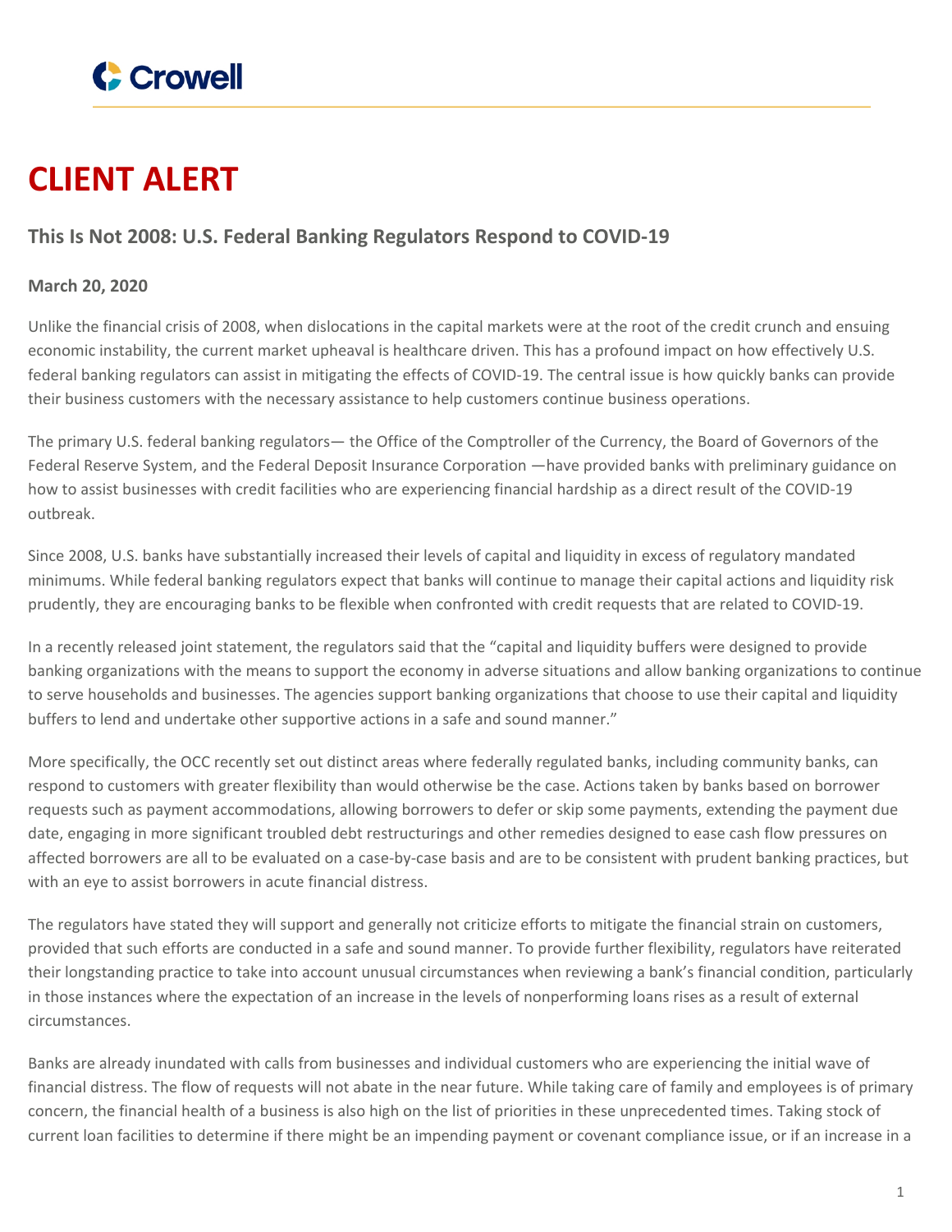Crowell

# CLIENT ALERT

## This Is Not 2008: U.S. Federal Banking Regulators Respond to COVID-19

**March 20, 2020**

Unlike the financial crisis of 2008, when dislocations in the capital markets were at the root of the credit crunch and ensuing economic instability, the current market upheaval is healthcare driven. This has a profound impact on how effectively U.S. federal banking regulators can assist in mitigating the effects of COVID-19. The central issue is how quickly banks can provide their business customers with the necessary assistance to help customers continue business operations.

The primary U.S. federal banking regulators— the Office of the Comptroller of the Currency, the Board of Governors of the Federal Reserve System, and the Federal Deposit Insurance Corporation —have provided banks with preliminary guidance on how to assist businesses with credit facilities who are experiencing financial hardship as a direct result of the COVID-19 outbreak.

Since 2008, U.S. banks have substantially increased their levels of capital and liquidity in excess of regulatory mandated minimums. While federal banking regulators expect that banks will continue to manage their capital actions and liquidity risk prudently, they are encouraging banks to be flexible when confronted with credit requests that are related to COVID-19.

In a recently released joint statement, the regulators said that the "capital and liquidity buffers were designed to provide banking organizations with the means to support the economy in adverse situations and allow banking organizations to continue to serve households and businesses. The agencies support banking organizations that choose to use their capital and liquidity buffers to lend and undertake other supportive actions in a safe and sound manner."

More specifically, the OCC recently set out distinct areas where federally regulated banks, including community banks, can respond to customers with greater flexibility than would otherwise be the case. Actions taken by banks based on borrower requests such as payment accommodations, allowing borrowers to defer or skip some payments, extending the payment due date, engaging in more significant troubled debt restructurings and other remedies designed to ease cash flow pressures on affected borrowers are all to be evaluated on a case-by-case basis and are to be consistent with prudent banking practices, but with an eye to assist borrowers in acute financial distress.

The regulators have stated they will support and generally not criticize efforts to mitigate the financial strain on customers, provided that such efforts are conducted in a safe and sound manner. To provide further flexibility, regulators have reiterated their longstanding practice to take into account unusual circumstances when reviewing a bank's financial condition, particularly in those instances where the expectation of an increase in the levels of nonperforming loans rises as a result of external circumstances.

Banks are already inundated with calls from businesses and individual customers who are experiencing the initial wave of financial distress. The flow of requests will not abate in the near future. While taking care of family and employees is of primary concern, the financial health of a business is also high on the list of priorities in these unprecedented times. Taking stock of current loan facilities to determine if there might be an impending payment or covenant compliance issue, or if an increase in a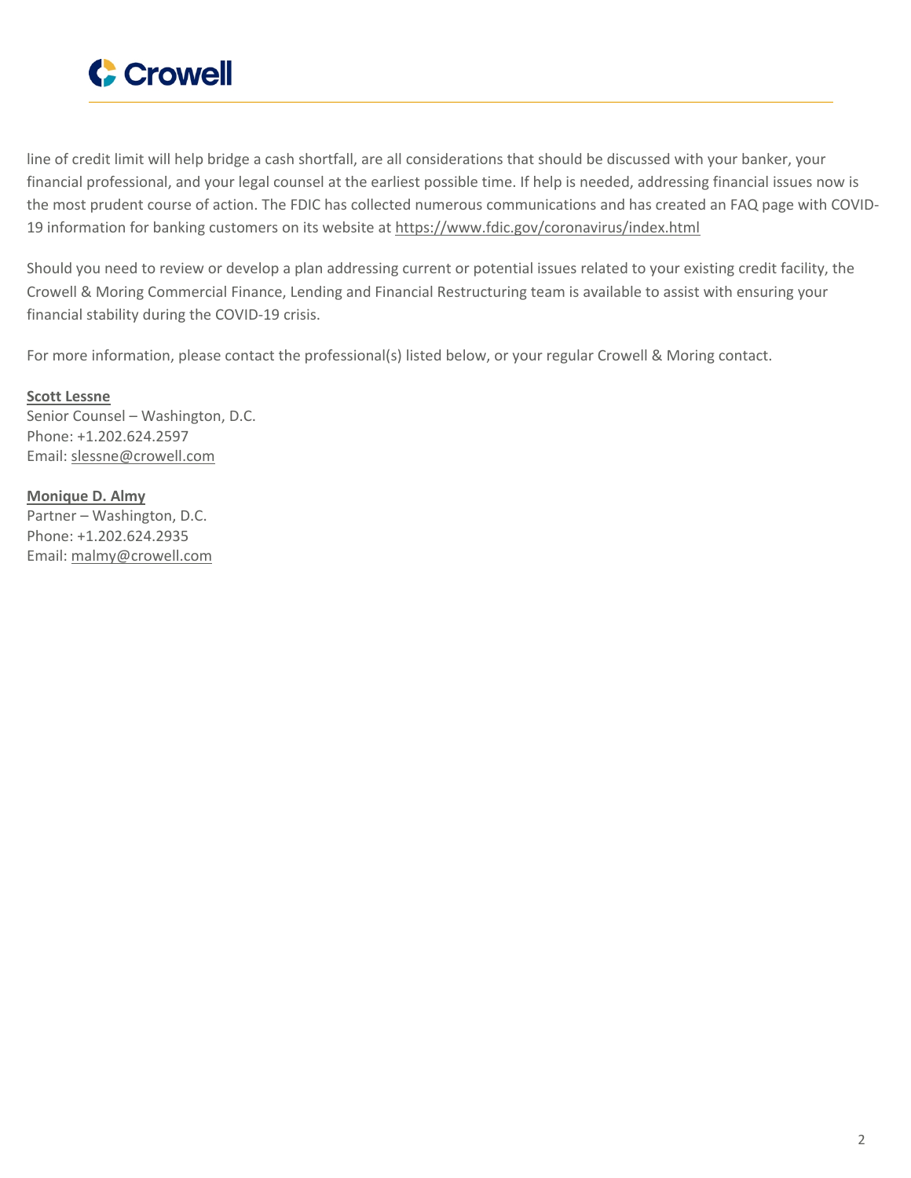line of credit limit will help bridge a cash shortfall, are all considerations that should be discussed with your banker, your financial professional, and your legal counsel at the earliest possible time. If help is needed, addressing financial issues now is the most prudent course of action. The FDIC has collected numerous communications and has created an FAQ page with COVID-19 information for banking customers on its website at https://www.fdic.gov/coronavirus/index.html

Should you need to review or develop a plan addressing current or potential issues related to your existing credit facility, the Crowell & Moring Commercial Finance, Lending and Financial Restructuring team is available to assist with ensuring your financial stability during the COVID-19 crisis.

For more information, please contact the professional(s) listed below, or your regular Crowell & Moring contact.

**Scott Lessne**
Senior Counsel – Washington, D.C.
Phone: +1.202.624.2597
Email: slessne@crowell.com

**Monique D. Almy**
Partner – Washington, D.C.
Phone: +1.202.624.2935
Email: malmy@crowell.com